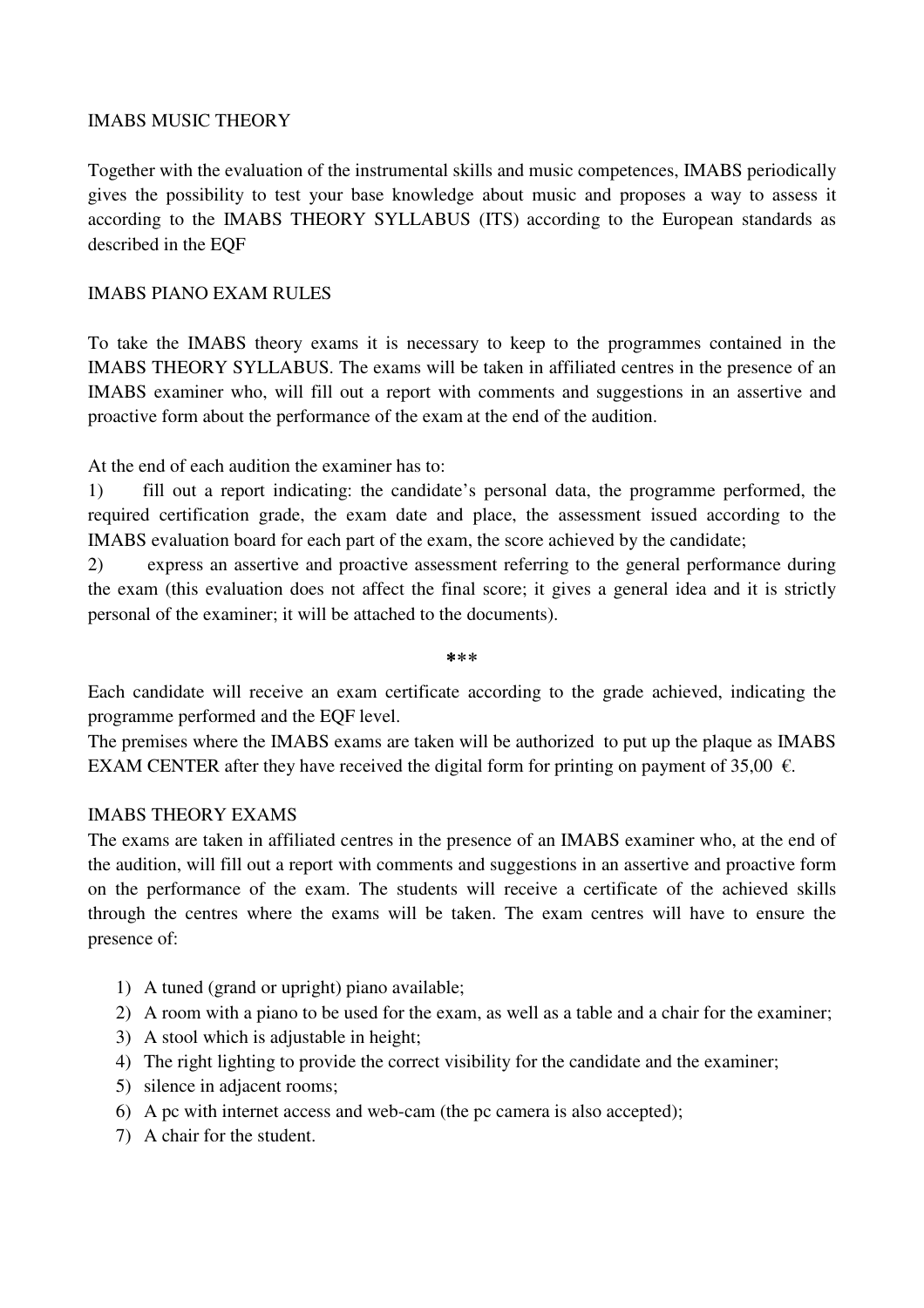## IMABS MUSIC THEORY

Together with the evaluation of the instrumental skills and music competences, IMABS periodically gives the possibility to test your base knowledge about music and proposes a way to assess it according to the IMABS THEORY SYLLABUS (ITS) according to the European standards as described in the EQF

## IMABS PIANO EXAM RULES

To take the IMABS theory exams it is necessary to keep to the programmes contained in the IMABS THEORY SYLLABUS. The exams will be taken in affiliated centres in the presence of an IMABS examiner who, will fill out a report with comments and suggestions in an assertive and proactive form about the performance of the exam at the end of the audition.

At the end of each audition the examiner has to:

1) fill out a report indicating: the candidate's personal data, the programme performed, the required certification grade, the exam date and place, the assessment issued according to the IMABS evaluation board for each part of the exam, the score achieved by the candidate;
2) express an assertive and proactive assessment referring to the general performance during the exam (this evaluation does not affect the final score; it gives a general idea and it is strictly personal of the examiner; it will be attached to the documents).

***

Each candidate will receive an exam certificate according to the grade achieved, indicating the programme performed and the EQF level.

The premises where the IMABS exams are taken will be authorized to put up the plaque as IMABS EXAM CENTER after they have received the digital form for printing on payment of 35,00 €.

## IMABS THEORY EXAMS

The exams are taken in affiliated centres in the presence of an IMABS examiner who, at the end of the audition, will fill out a report with comments and suggestions in an assertive and proactive form on the performance of the exam. The students will receive a certificate of the achieved skills through the centres where the exams will be taken. The exam centres will have to ensure the presence of:

1) A tuned (grand or upright) piano available;
2) A room with a piano to be used for the exam, as well as a table and a chair for the examiner;
3) A stool which is adjustable in height;
4) The right lighting to provide the correct visibility for the candidate and the examiner;
5) silence in adjacent rooms;
6) A pc with internet access and web-cam (the pc camera is also accepted);
7) A chair for the student.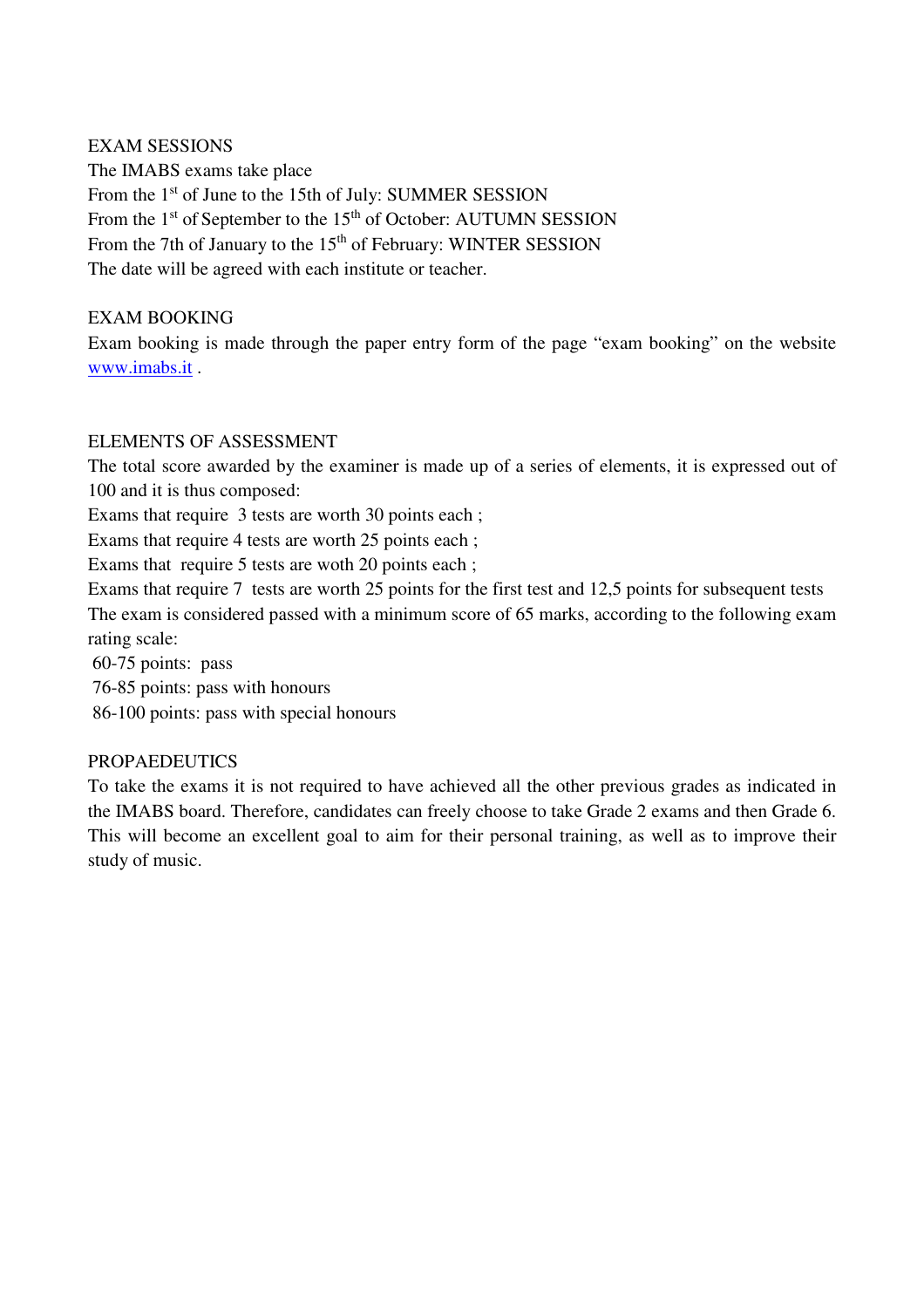## EXAM SESSIONS

The IMABS exams take place

From the 1st of June to the 15th of July: SUMMER SESSION

From the 1st of September to the 15th of October: AUTUMN SESSION

From the 7th of January to the 15th of February: WINTER SESSION

The date will be agreed with each institute or teacher.

## EXAM BOOKING

Exam booking is made through the paper entry form of the page "exam booking" on the website [www.imabs.it](http://www.imabs.it) .

## ELEMENTS OF ASSESSMENT

The total score awarded by the examiner is made up of a series of elements, it is expressed out of 100 and it is thus composed:

Exams that require 3 tests are worth 30 points each ;

Exams that require 4 tests are worth 25 points each ;

Exams that require 5 tests are woth 20 points each ;

Exams that require 7 tests are worth 25 points for the first test and 12,5 points for subsequent tests

The exam is considered passed with a minimum score of 65 marks, according to the following exam rating scale:

60-75 points: pass

76-85 points: pass with honours

86-100 points: pass with special honours

## PROPAEDEUTICS

To take the exams it is not required to have achieved all the other previous grades as indicated in the IMABS board. Therefore, candidates can freely choose to take Grade 2 exams and then Grade 6. This will become an excellent goal to aim for their personal training, as well as to improve their study of music.